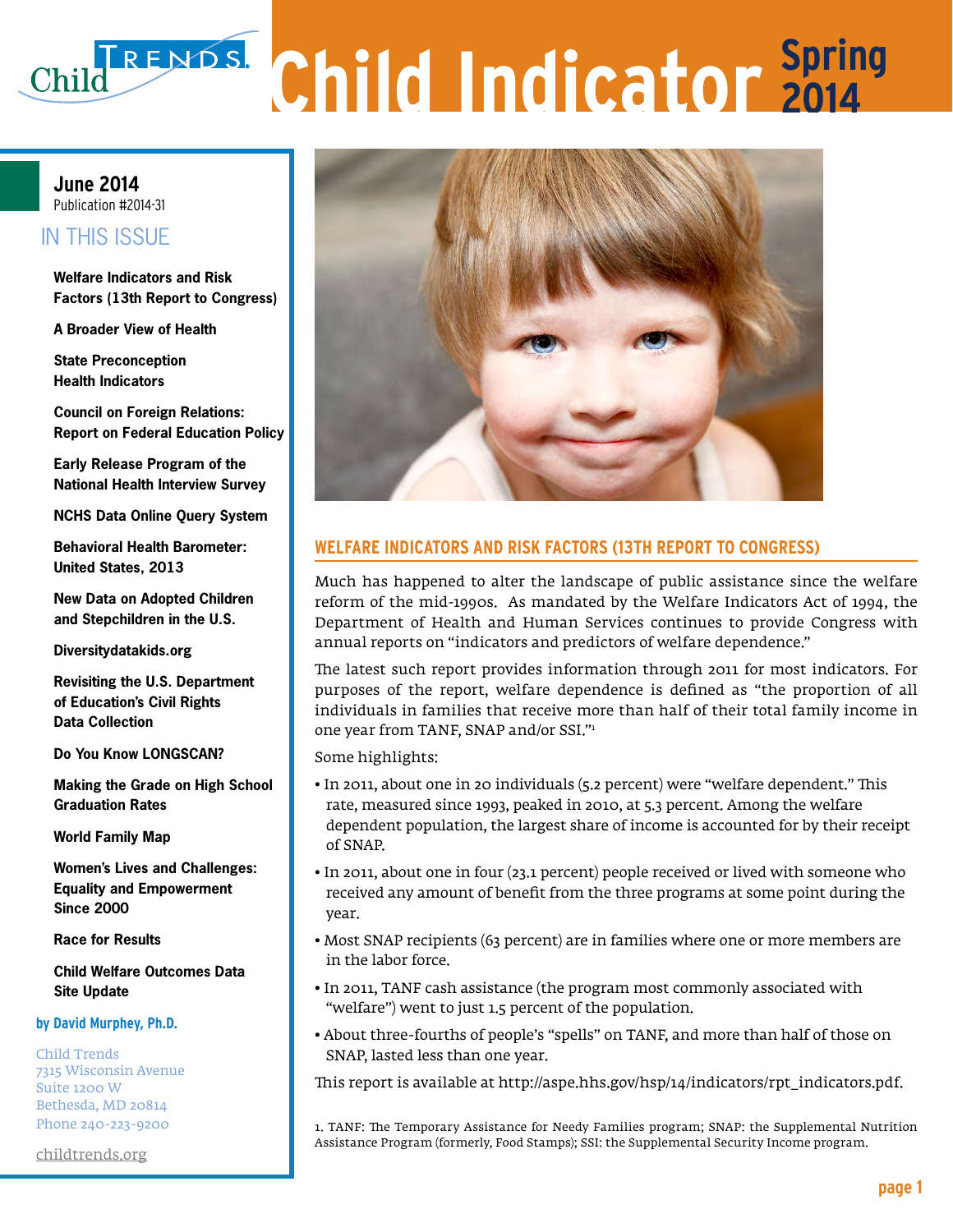# Child Indicator Spring 2014

**June 2014**
Publication #2014-31

## IN THIS ISSUE

- Welfare Indicators and Risk Factors (13th Report to Congress)
- A Broader View of Health
- State Preconception Health Indicators
- Council on Foreign Relations: Report on Federal Education Policy
- Early Release Program of the National Health Interview Survey
- NCHS Data Online Query System
- Behavioral Health Barometer: United States, 2013
- New Data on Adopted Children and Stepchildren in the U.S.
- Diversitydatakids.org
- Revisiting the U.S. Department of Education's Civil Rights Data Collection
- Do You Know LONGSCAN?
- Making the Grade on High School Graduation Rates
- World Family Map
- Women's Lives and Challenges: Equality and Empowerment Since 2000
- Race for Results
- Child Welfare Outcomes Data Site Update

**by David Murphey, Ph.D.**

Child Trends
7315 Wisconsin Avenue
Suite 1200 W
Bethesda, MD 20814
Phone 240-223-9200

childtrends.org

## WELFARE INDICATORS AND RISK FACTORS (13TH REPORT TO CONGRESS)

Much has happened to alter the landscape of public assistance since the welfare reform of the mid-1990s. As mandated by the Welfare Indicators Act of 1994, the Department of Health and Human Services continues to provide Congress with annual reports on "indicators and predictors of welfare dependence."

The latest such report provides information through 2011 for most indicators. For purposes of the report, welfare dependence is defined as "the proportion of all individuals in families that receive more than half of their total family income in one year from TANF, SNAP and/or SSI."[1]

Some highlights:

- In 2011, about one in 20 individuals (5.2 percent) were "welfare dependent." This rate, measured since 1993, peaked in 2010, at 5.3 percent. Among the welfare dependent population, the largest share of income is accounted for by their receipt of SNAP.
- In 2011, about one in four (23.1 percent) people received or lived with someone who received any amount of benefit from the three programs at some point during the year.
- Most SNAP recipients (63 percent) are in families where one or more members are in the labor force.
- In 2011, TANF cash assistance (the program most commonly associated with "welfare") went to just 1.5 percent of the population.
- About three-fourths of people's "spells" on TANF, and more than half of those on SNAP, lasted less than one year.

This report is available at http://aspe.hhs.gov/hsp/14/indicators/rpt_indicators.pdf.

1. TANF: The Temporary Assistance for Needy Families program; SNAP: the Supplemental Nutrition Assistance Program (formerly, Food Stamps); SSI: the Supplemental Security Income program.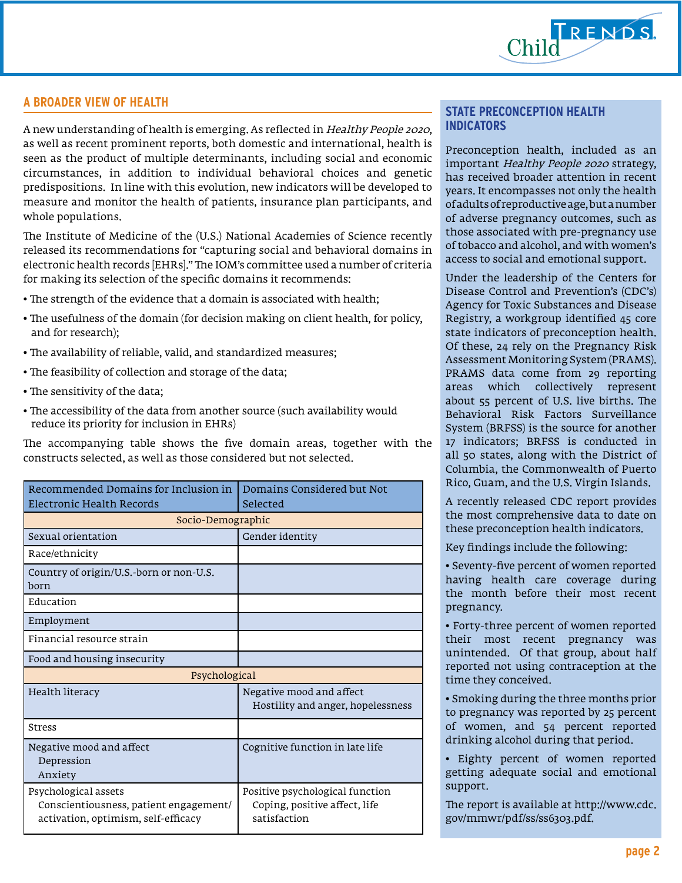## A BROADER VIEW OF HEALTH

A new understanding of health is emerging. As reflected in *Healthy People 2020*, as well as recent prominent reports, both domestic and international, health is seen as the product of multiple determinants, including social and economic circumstances, in addition to individual behavioral choices and genetic predispositions. In line with this evolution, new indicators will be developed to measure and monitor the health of patients, insurance plan participants, and whole populations.

The Institute of Medicine of the (U.S.) National Academies of Science recently released its recommendations for "capturing social and behavioral domains in electronic health records [EHRs]." The IOM's committee used a number of criteria for making its selection of the specific domains it recommends:

- The strength of the evidence that a domain is associated with health;
- The usefulness of the domain (for decision making on client health, for policy, and for research);
- The availability of reliable, valid, and standardized measures;
- The feasibility of collection and storage of the data;
- The sensitivity of the data;
- The accessibility of the data from another source (such availability would reduce its priority for inclusion in EHRs)

The accompanying table shows the five domain areas, together with the constructs selected, as well as those considered but not selected.

| Recommended Domains for Inclusion in Electronic Health Records | Domains Considered but Not Selected |
|---|---|
| Socio-Demographic | |
| Sexual orientation | Gender identity |
| Race/ethnicity | |
| Country of origin/U.S.-born or non-U.S. born | |
| Education | |
| Employment | |
| Financial resource strain | |
| Food and housing insecurity | |
| Psychological | |
| Health literacy | Negative mood and affect<br>Hostility and anger, hopelessness |
| Stress | |
| Negative mood and affect<br>Depression<br>Anxiety | Cognitive function in late life |
| Psychological assets<br>Conscientiousness, patient engagement/activation, optimism, self-efficacy | Positive psychological function<br>Coping, positive affect, life satisfaction |

## STATE PRECONCEPTION HEALTH INDICATORS

Preconception health, included as an important *Healthy People 2020* strategy, has received broader attention in recent years. It encompasses not only the health of adults of reproductive age, but a number of adverse pregnancy outcomes, such as those associated with pre-pregnancy use of tobacco and alcohol, and with women's access to social and emotional support.

Under the leadership of the Centers for Disease Control and Prevention's (CDC's) Agency for Toxic Substances and Disease Registry, a workgroup identified 45 core state indicators of preconception health. Of these, 24 rely on the Pregnancy Risk Assessment Monitoring System (PRAMS). PRAMS data come from 29 reporting areas which collectively represent about 55 percent of U.S. live births. The Behavioral Risk Factors Surveillance System (BRFSS) is the source for another 17 indicators; BRFSS is conducted in all 50 states, along with the District of Columbia, the Commonwealth of Puerto Rico, Guam, and the U.S. Virgin Islands.

A recently released CDC report provides the most comprehensive data to date on these preconception health indicators.

Key findings include the following:

- Seventy-five percent of women reported having health care coverage during the month before their most recent pregnancy.
- Forty-three percent of women reported their most recent pregnancy was unintended. Of that group, about half reported not using contraception at the time they conceived.
- Smoking during the three months prior to pregnancy was reported by 25 percent of women, and 54 percent reported drinking alcohol during that period.
- Eighty percent of women reported getting adequate social and emotional support.

The report is available at http://www.cdc.gov/mmwr/pdf/ss/ss6303.pdf.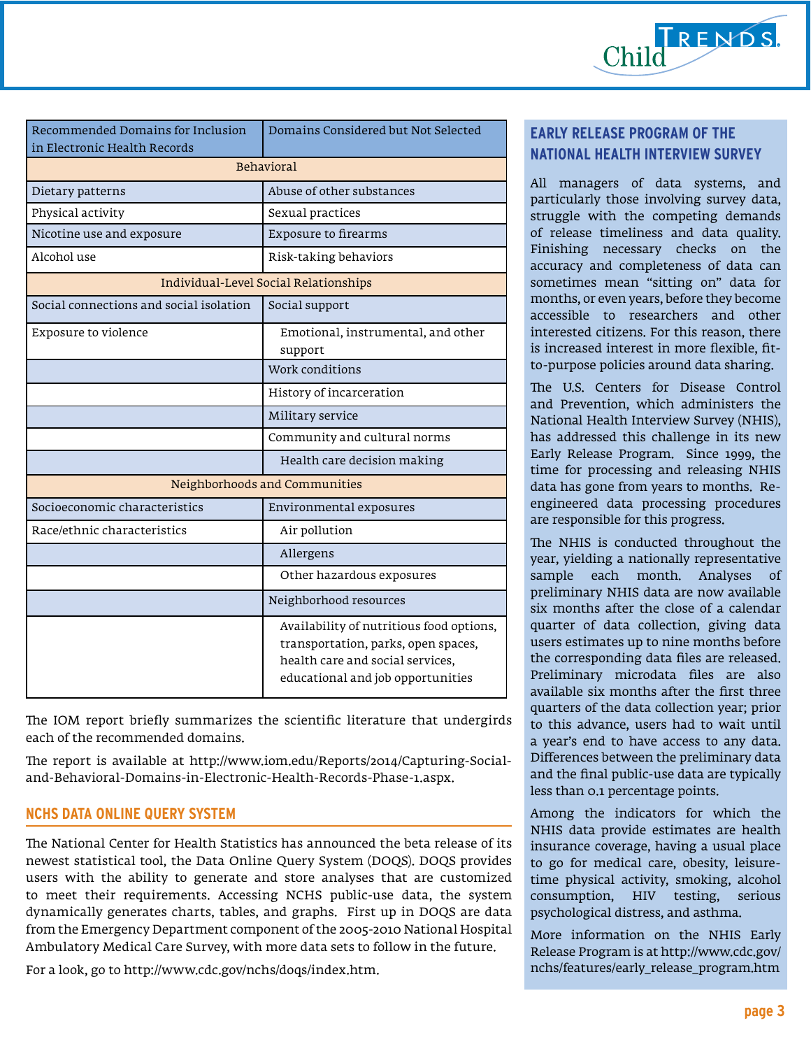| Recommended Domains for Inclusion in Electronic Health Records | Domains Considered but Not Selected |
|---|---|
| Behavioral | |
| Dietary patterns | Abuse of other substances |
| Physical activity | Sexual practices |
| Nicotine use and exposure | Exposure to firearms |
| Alcohol use | Risk-taking behaviors |
| Individual-Level Social Relationships | |
| Social connections and social isolation | Social support |
| Exposure to violence | Emotional, instrumental, and other support |
| | Work conditions |
| | History of incarceration |
| | Military service |
| | Community and cultural norms |
| | Health care decision making |
| Neighborhoods and Communities | |
| Socioeconomic characteristics | Environmental exposures |
| Race/ethnic characteristics | Air pollution |
| | Allergens |
| | Other hazardous exposures |
| | Neighborhood resources |
| | Availability of nutritious food options, transportation, parks, open spaces, health care and social services, educational and job opportunities |

The IOM report briefly summarizes the scientific literature that undergirds each of the recommended domains.

The report is available at http://www.iom.edu/Reports/2014/Capturing-Social-and-Behavioral-Domains-in-Electronic-Health-Records-Phase-1.aspx.

## NCHS DATA ONLINE QUERY SYSTEM

The National Center for Health Statistics has announced the beta release of its newest statistical tool, the Data Online Query System (DOQS). DOQS provides users with the ability to generate and store analyses that are customized to meet their requirements. Accessing NCHS public-use data, the system dynamically generates charts, tables, and graphs. First up in DOQS are data from the Emergency Department component of the 2005-2010 National Hospital Ambulatory Medical Care Survey, with more data sets to follow in the future.

For a look, go to http://www.cdc.gov/nchs/doqs/index.htm.

## EARLY RELEASE PROGRAM OF THE NATIONAL HEALTH INTERVIEW SURVEY

All managers of data systems, and particularly those involving survey data, struggle with the competing demands of release timeliness and data quality. Finishing necessary checks on the accuracy and completeness of data can sometimes mean "sitting on" data for months, or even years, before they become accessible to researchers and other interested citizens. For this reason, there is increased interest in more flexible, fit-to-purpose policies around data sharing.

The U.S. Centers for Disease Control and Prevention, which administers the National Health Interview Survey (NHIS), has addressed this challenge in its new Early Release Program. Since 1999, the time for processing and releasing NHIS data has gone from years to months. Re-engineered data processing procedures are responsible for this progress.

The NHIS is conducted throughout the year, yielding a nationally representative sample each month. Analyses of preliminary NHIS data are now available six months after the close of a calendar quarter of data collection, giving data users estimates up to nine months before the corresponding data files are released. Preliminary microdata files are also available six months after the first three quarters of the data collection year; prior to this advance, users had to wait until a year's end to have access to any data. Differences between the preliminary data and the final public-use data are typically less than 0.1 percentage points.

Among the indicators for which the NHIS data provide estimates are health insurance coverage, having a usual place to go for medical care, obesity, leisure-time physical activity, smoking, alcohol consumption, HIV testing, serious psychological distress, and asthma.

More information on the NHIS Early Release Program is at http://www.cdc.gov/nchs/features/early_release_program.htm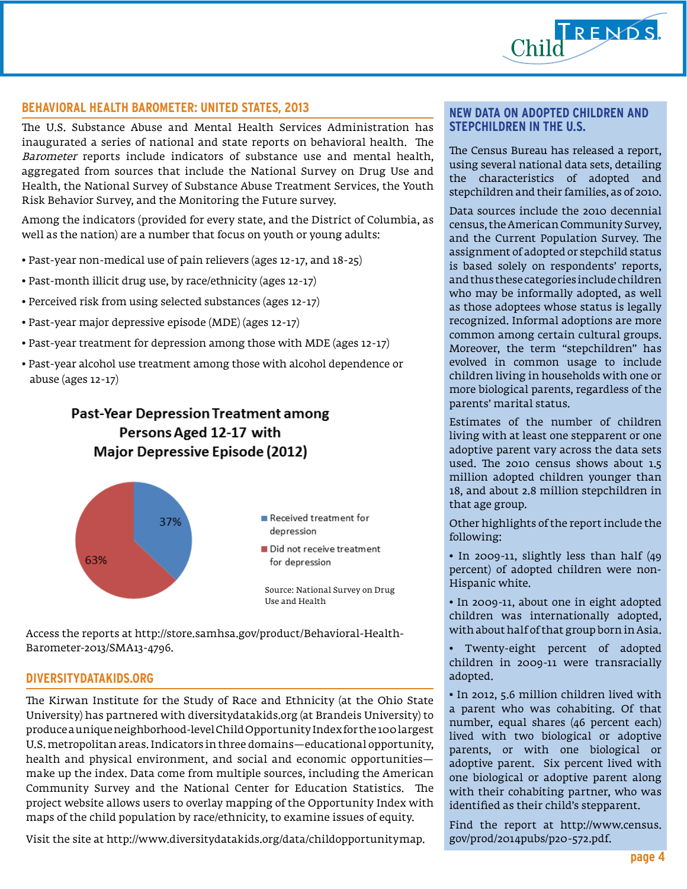## BEHAVIORAL HEALTH BAROMETER: UNITED STATES, 2013

The U.S. Substance Abuse and Mental Health Services Administration has inaugurated a series of national and state reports on behavioral health. The *Barometer* reports include indicators of substance use and mental health, aggregated from sources that include the National Survey on Drug Use and Health, the National Survey of Substance Abuse Treatment Services, the Youth Risk Behavior Survey, and the Monitoring the Future survey.

Among the indicators (provided for every state, and the District of Columbia, as well as the nation) are a number that focus on youth or young adults:

- Past-year non-medical use of pain relievers (ages 12-17, and 18-25)
- Past-month illicit drug use, by race/ethnicity (ages 12-17)
- Perceived risk from using selected substances (ages 12-17)
- Past-year major depressive episode (MDE) (ages 12-17)
- Past-year treatment for depression among those with MDE (ages 12-17)
- Past-year alcohol use treatment among those with alcohol dependence or abuse (ages 12-17)

**Past-Year Depression Treatment among Persons Aged 12-17 with Major Depressive Episode (2012)**

- Received treatment for depression: 37%
- Did not receive treatment for depression: 63%

Source: National Survey on Drug Use and Health

Access the reports at http://store.samhsa.gov/product/Behavioral-Health-Barometer-2013/SMA13-4796.

## DIVERSITYDATAKIDS.ORG

The Kirwan Institute for the Study of Race and Ethnicity (at the Ohio State University) has partnered with diversitydatakids.org (at Brandeis University) to produce a unique neighborhood-level Child Opportunity Index for the 100 largest U.S. metropolitan areas. Indicators in three domains—educational opportunity, health and physical environment, and social and economic opportunities—make up the index. Data come from multiple sources, including the American Community Survey and the National Center for Education Statistics. The project website allows users to overlay mapping of the Opportunity Index with maps of the child population by race/ethnicity, to examine issues of equity.

Visit the site at http://www.diversitydatakids.org/data/childopportunitymap.

## NEW DATA ON ADOPTED CHILDREN AND STEPCHILDREN IN THE U.S.

The Census Bureau has released a report, using several national data sets, detailing the characteristics of adopted and stepchildren and their families, as of 2010.

Data sources include the 2010 decennial census, the American Community Survey, and the Current Population Survey. The assignment of adopted or stepchild status is based solely on respondents' reports, and thus these categories include children who may be informally adopted, as well as those adoptees whose status is legally recognized. Informal adoptions are more common among certain cultural groups. Moreover, the term "stepchildren" has evolved in common usage to include children living in households with one or more biological parents, regardless of the parents' marital status.

Estimates of the number of children living with at least one stepparent or one adoptive parent vary across the data sets used. The 2010 census shows about 1.5 million adopted children younger than 18, and about 2.8 million stepchildren in that age group.

Other highlights of the report include the following:

- In 2009-11, slightly less than half (49 percent) of adopted children were non-Hispanic white.
- In 2009-11, about one in eight adopted children was internationally adopted, with about half of that group born in Asia.
- Twenty-eight percent of adopted children in 2009-11 were transracially adopted.
- In 2012, 5.6 million children lived with a parent who was cohabiting. Of that number, equal shares (46 percent each) lived with two biological or adoptive parents, or with one biological or adoptive parent. Six percent lived with one biological or adoptive parent along with their cohabiting partner, who was identified as their child's stepparent.

Find the report at http://www.census.gov/prod/2014pubs/p20-572.pdf.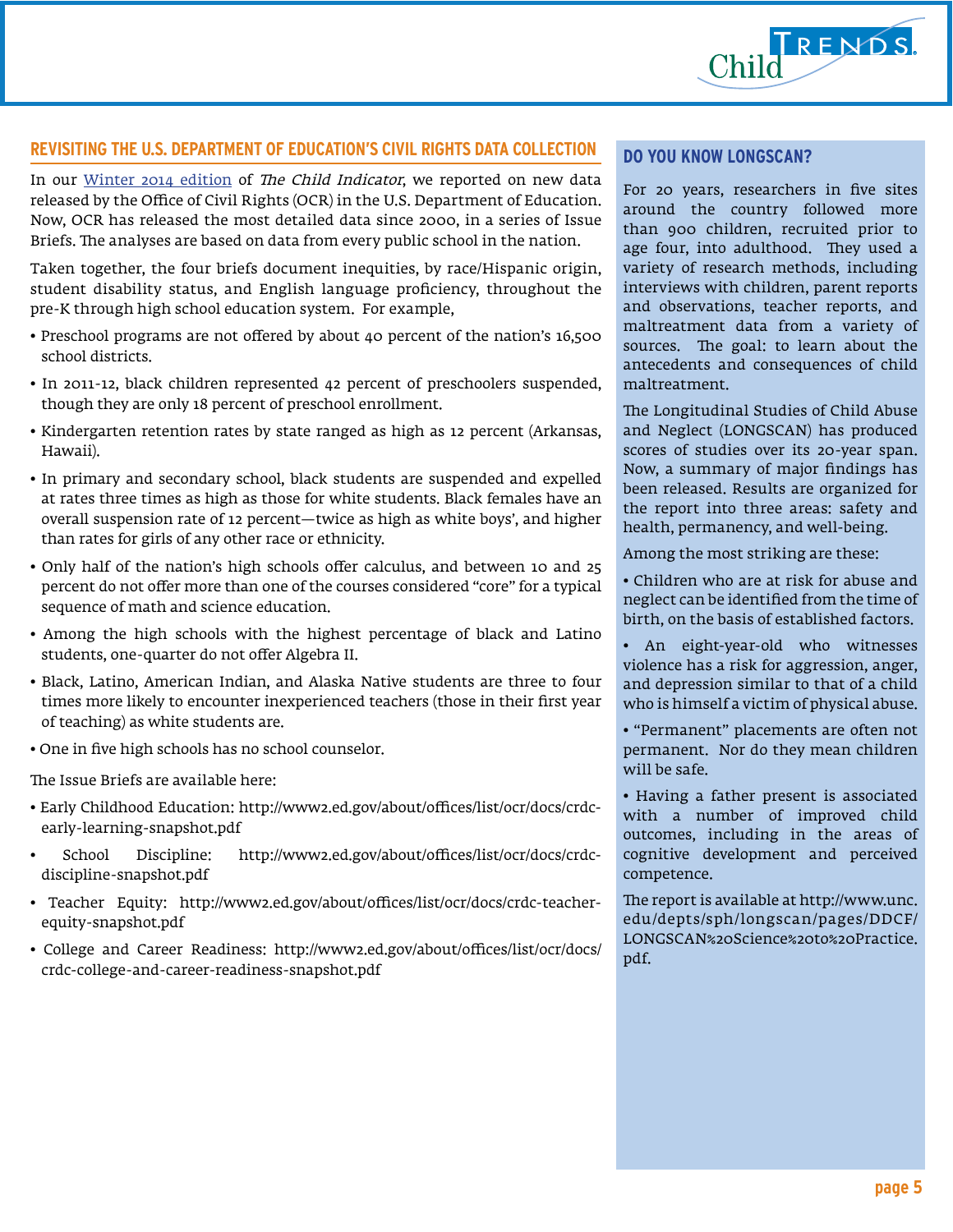## REVISITING THE U.S. DEPARTMENT OF EDUCATION'S CIVIL RIGHTS DATA COLLECTION

In our [Winter 2014 edition]() of *The Child Indicator*, we reported on new data released by the Office of Civil Rights (OCR) in the U.S. Department of Education. Now, OCR has released the most detailed data since 2000, in a series of Issue Briefs. The analyses are based on data from every public school in the nation.

Taken together, the four briefs document inequities, by race/Hispanic origin, student disability status, and English language proficiency, throughout the pre-K through high school education system. For example,

- Preschool programs are not offered by about 40 percent of the nation's 16,500 school districts.
- In 2011-12, black children represented 42 percent of preschoolers suspended, though they are only 18 percent of preschool enrollment.
- Kindergarten retention rates by state ranged as high as 12 percent (Arkansas, Hawaii).
- In primary and secondary school, black students are suspended and expelled at rates three times as high as those for white students. Black females have an overall suspension rate of 12 percent—twice as high as white boys', and higher than rates for girls of any other race or ethnicity.
- Only half of the nation's high schools offer calculus, and between 10 and 25 percent do not offer more than one of the courses considered "core" for a typical sequence of math and science education.
- Among the high schools with the highest percentage of black and Latino students, one-quarter do not offer Algebra II.
- Black, Latino, American Indian, and Alaska Native students are three to four times more likely to encounter inexperienced teachers (those in their first year of teaching) as white students are.
- One in five high schools has no school counselor.

The Issue Briefs are available here:

- Early Childhood Education: http://www2.ed.gov/about/offices/list/ocr/docs/crdc-early-learning-snapshot.pdf
- School Discipline: http://www2.ed.gov/about/offices/list/ocr/docs/crdc-discipline-snapshot.pdf
- Teacher Equity: http://www2.ed.gov/about/offices/list/ocr/docs/crdc-teacher-equity-snapshot.pdf
- College and Career Readiness: http://www2.ed.gov/about/offices/list/ocr/docs/crdc-college-and-career-readiness-snapshot.pdf

## DO YOU KNOW LONGSCAN?

For 20 years, researchers in five sites around the country followed more than 900 children, recruited prior to age four, into adulthood. They used a variety of research methods, including interviews with children, parent reports and observations, teacher reports, and maltreatment data from a variety of sources. The goal: to learn about the antecedents and consequences of child maltreatment.

The Longitudinal Studies of Child Abuse and Neglect (LONGSCAN) has produced scores of studies over its 20-year span. Now, a summary of major findings has been released. Results are organized for the report into three areas: safety and health, permanency, and well-being.

Among the most striking are these:

- Children who are at risk for abuse and neglect can be identified from the time of birth, on the basis of established factors.
- An eight-year-old who witnesses violence has a risk for aggression, anger, and depression similar to that of a child who is himself a victim of physical abuse.
- "Permanent" placements are often not permanent. Nor do they mean children will be safe.
- Having a father present is associated with a number of improved child outcomes, including in the areas of cognitive development and perceived competence.

The report is available at http://www.unc.edu/depts/sph/longscan/pages/DDCF/LONGSCAN%20Science%20to%20Practice.pdf.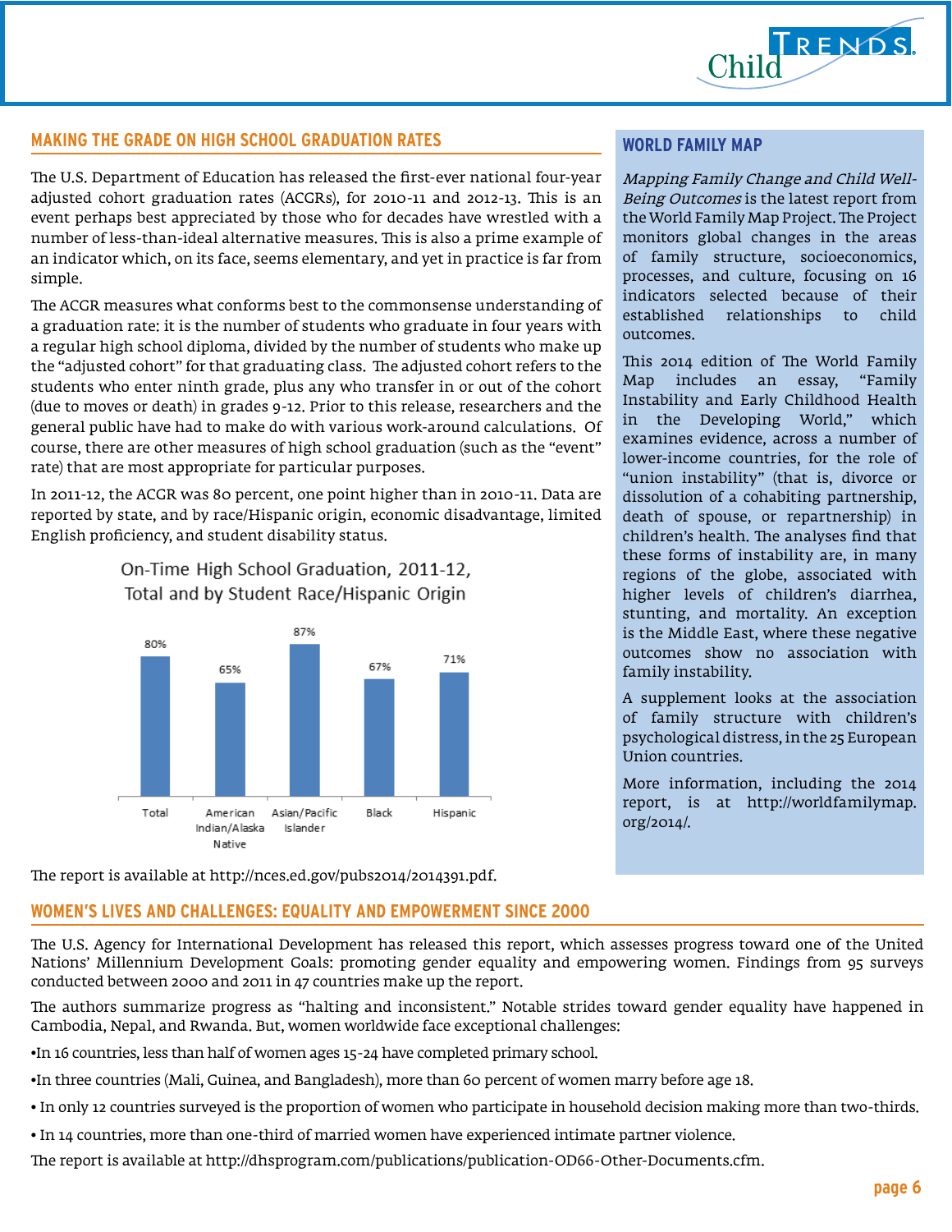## MAKING THE GRADE ON HIGH SCHOOL GRADUATION RATES

The U.S. Department of Education has released the first-ever national four-year adjusted cohort graduation rates (ACGRs), for 2010-11 and 2012-13. This is an event perhaps best appreciated by those who for decades have wrestled with a number of less-than-ideal alternative measures. This is also a prime example of an indicator which, on its face, seems elementary, and yet in practice is far from simple.

The ACGR measures what conforms best to the commonsense understanding of a graduation rate: it is the number of students who graduate in four years with a regular high school diploma, divided by the number of students who make up the "adjusted cohort" for that graduating class. The adjusted cohort refers to the students who enter ninth grade, plus any who transfer in or out of the cohort (due to moves or death) in grades 9-12. Prior to this release, researchers and the general public have had to make do with various work-around calculations. Of course, there are other measures of high school graduation (such as the "event" rate) that are most appropriate for particular purposes.

In 2011-12, the ACGR was 80 percent, one point higher than in 2010-11. Data are reported by state, and by race/Hispanic origin, economic disadvantage, limited English proficiency, and student disability status.

On-Time High School Graduation, 2011-12, Total and by Student Race/Hispanic Origin

| Group | Rate |
|---|---|
| Total | 80% |
| American Indian/Alaska Native | 65% |
| Asian/Pacific Islander | 87% |
| Black | 67% |
| Hispanic | 71% |

The report is available at http://nces.ed.gov/pubs2014/2014391.pdf.

## WORLD FAMILY MAP

*Mapping Family Change and Child Well-Being Outcomes* is the latest report from the World Family Map Project. The Project monitors global changes in the areas of family structure, socioeconomics, processes, and culture, focusing on 16 indicators selected because of their established relationships to child outcomes.

This 2014 edition of The World Family Map includes an essay, "Family Instability and Early Childhood Health in the Developing World," which examines evidence, across a number of lower-income countries, for the role of "union instability" (that is, divorce or dissolution of a cohabiting partnership, death of spouse, or repartnership) in children's health. The analyses find that these forms of instability are, in many regions of the globe, associated with higher levels of children's diarrhea, stunting, and mortality. An exception is the Middle East, where these negative outcomes show no association with family instability.

A supplement looks at the association of family structure with children's psychological distress, in the 25 European Union countries.

More information, including the 2014 report, is at http://worldfamilymap.org/2014/.

## WOMEN'S LIVES AND CHALLENGES: EQUALITY AND EMPOWERMENT SINCE 2000

The U.S. Agency for International Development has released this report, which assesses progress toward one of the United Nations' Millennium Development Goals: promoting gender equality and empowering women. Findings from 95 surveys conducted between 2000 and 2011 in 47 countries make up the report.

The authors summarize progress as "halting and inconsistent." Notable strides toward gender equality have happened in Cambodia, Nepal, and Rwanda. But, women worldwide face exceptional challenges:

- In 16 countries, less than half of women ages 15-24 have completed primary school.
- In three countries (Mali, Guinea, and Bangladesh), more than 60 percent of women marry before age 18.
- In only 12 countries surveyed is the proportion of women who participate in household decision making more than two-thirds.
- In 14 countries, more than one-third of married women have experienced intimate partner violence.

The report is available at http://dhsprogram.com/publications/publication-OD66-Other-Documents.cfm.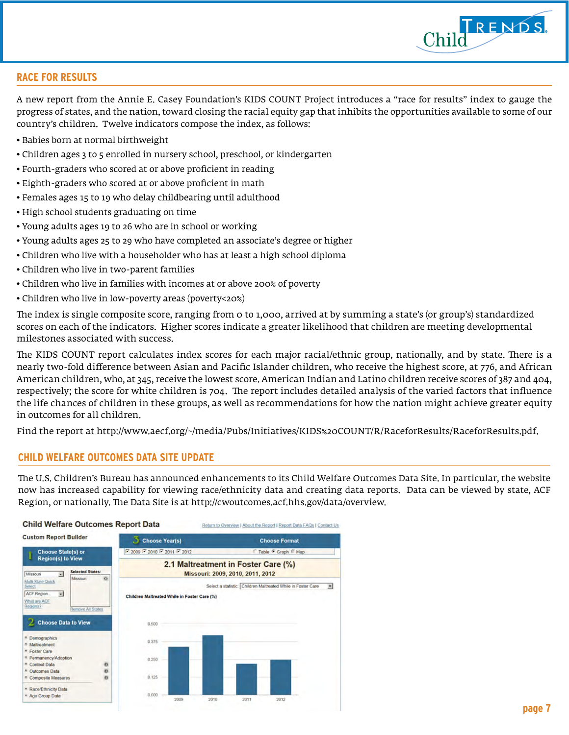## RACE FOR RESULTS

A new report from the Annie E. Casey Foundation's KIDS COUNT Project introduces a "race for results" index to gauge the progress of states, and the nation, toward closing the racial equity gap that inhibits the opportunities available to some of our country's children. Twelve indicators compose the index, as follows:

- Babies born at normal birthweight
- Children ages 3 to 5 enrolled in nursery school, preschool, or kindergarten
- Fourth-graders who scored at or above proficient in reading
- Eighth-graders who scored at or above proficient in math
- Females ages 15 to 19 who delay childbearing until adulthood
- High school students graduating on time
- Young adults ages 19 to 26 who are in school or working
- Young adults ages 25 to 29 who have completed an associate's degree or higher
- Children who live with a householder who has at least a high school diploma
- Children who live in two-parent families
- Children who live in families with incomes at or above 200% of poverty
- Children who live in low-poverty areas (poverty<20%)

The index is single composite score, ranging from 0 to 1,000, arrived at by summing a state's (or group's) standardized scores on each of the indicators. Higher scores indicate a greater likelihood that children are meeting developmental milestones associated with success.

The KIDS COUNT report calculates index scores for each major racial/ethnic group, nationally, and by state. There is a nearly two-fold difference between Asian and Pacific Islander children, who receive the highest score, at 776, and African American children, who, at 345, receive the lowest score. American Indian and Latino children receive scores of 387 and 404, respectively; the score for white children is 704. The report includes detailed analysis of the varied factors that influence the life chances of children in these groups, as well as recommendations for how the nation might achieve greater equity in outcomes for all children.

Find the report at http://www.aecf.org/~/media/Pubs/Initiatives/KIDS%20COUNT/R/RaceforResults/RaceforResults.pdf.

## CHILD WELFARE OUTCOMES DATA SITE UPDATE

The U.S. Children's Bureau has announced enhancements to its Child Welfare Outcomes Data Site. In particular, the website now has increased capability for viewing race/ethnicity data and creating data reports. Data can be viewed by state, ACF Region, or nationally. The Data Site is at http://cwoutcomes.acf.hhs.gov/data/overview.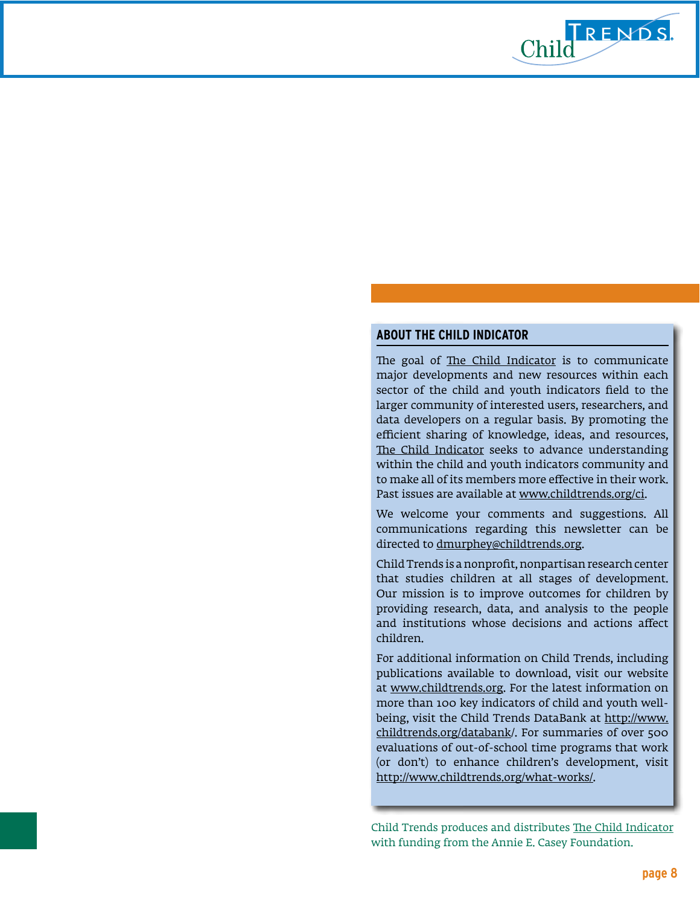## ABOUT THE CHILD INDICATOR

The goal of The Child Indicator is to communicate major developments and new resources within each sector of the child and youth indicators field to the larger community of interested users, researchers, and data developers on a regular basis. By promoting the efficient sharing of knowledge, ideas, and resources, The Child Indicator seeks to advance understanding within the child and youth indicators community and to make all of its members more effective in their work. Past issues are available at www.childtrends.org/ci.

We welcome your comments and suggestions. All communications regarding this newsletter can be directed to dmurphey@childtrends.org.

Child Trends is a nonprofit, nonpartisan research center that studies children at all stages of development. Our mission is to improve outcomes for children by providing research, data, and analysis to the people and institutions whose decisions and actions affect children.

For additional information on Child Trends, including publications available to download, visit our website at www.childtrends.org. For the latest information on more than 100 key indicators of child and youth well-being, visit the Child Trends DataBank at http://www.childtrends.org/databank/. For summaries of over 500 evaluations of out-of-school time programs that work (or don't) to enhance children's development, visit http://www.childtrends.org/what-works/.

Child Trends produces and distributes The Child Indicator with funding from the Annie E. Casey Foundation.